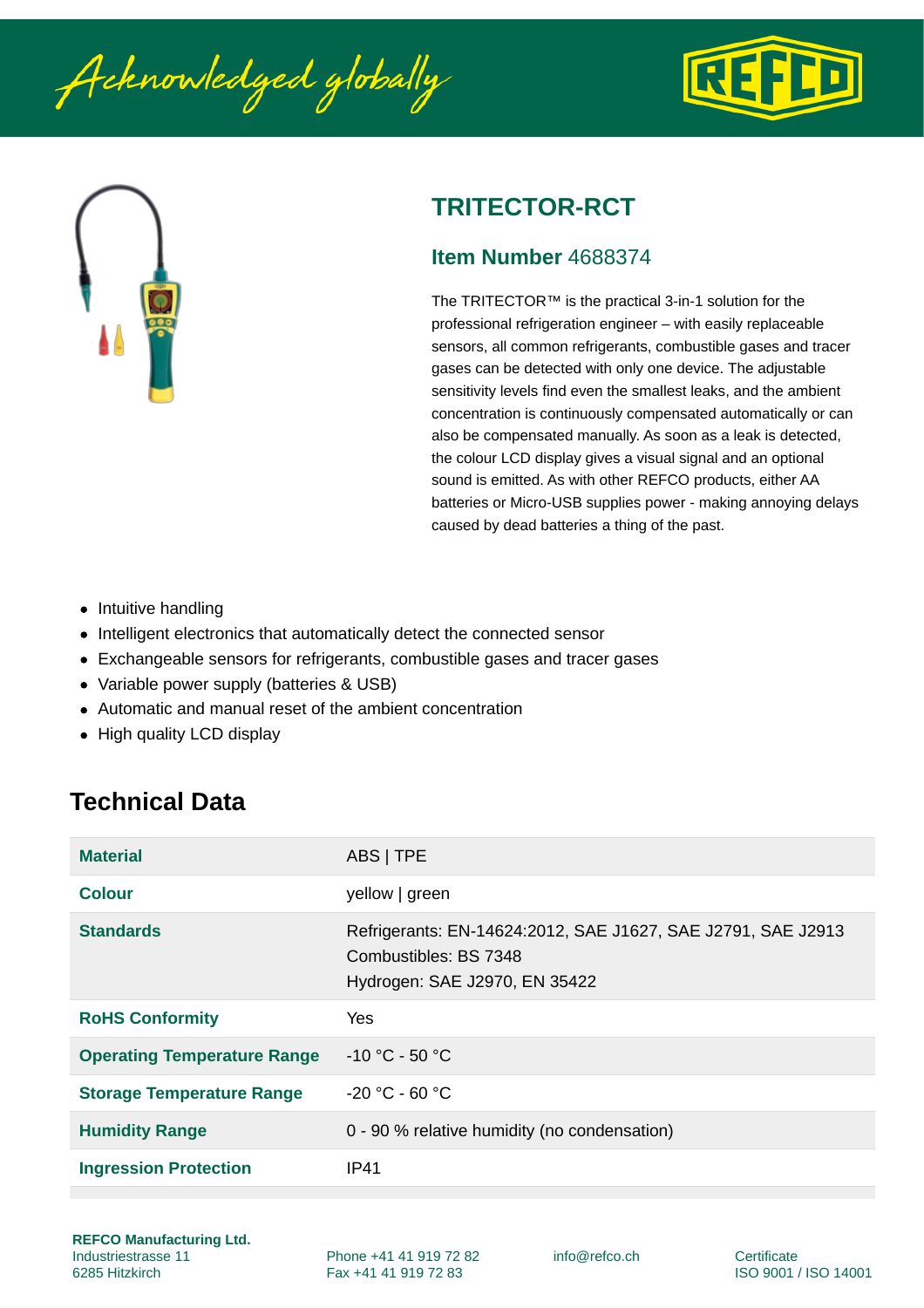Acknowledged globally

# TRITECTOR-RCT

## Item Number 4688374

The TRITECTOR™ is the practical 3-in-1 solution for the professional refrigeration engineer – with easily replaceable sensors, all common refrigerants, combustible gases and tracer gases can be detected with only one device. The adjustable sensitivity levels find even the smallest leaks, and the ambient concentration is continuously compensated automatically or can also be compensated manually. As soon as a leak is detected, the colour LCD display gives a visual signal and an optional sound is emitted. As with other REFCO products, either AA batteries or Micro-USB supplies power - making annoying delays caused by dead batteries a thing of the past.

- Intuitive handling
- Intelligent electronics that automatically detect the connected sensor
- Exchangeable sensors for refrigerants, combustible gases and tracer gases
- Variable power supply (batteries & USB)
- Automatic and manual reset of the ambient concentration
- High quality LCD display

## Technical Data

| | |
|---|---|
| **Material** | ABS \| TPE |
| **Colour** | yellow \| green |
| **Standards** | Refrigerants: EN-14624:2012, SAE J1627, SAE J2791, SAE J2913<br>Combustibles: BS 7348<br>Hydrogen: SAE J2970, EN 35422 |
| **RoHS Conformity** | Yes |
| **Operating Temperature Range** | -10 °C - 50 °C |
| **Storage Temperature Range** | -20 °C - 60 °C |
| **Humidity Range** | 0 - 90 % relative humidity (no condensation) |
| **Ingression Protection** | IP41 |

**REFCO Manufacturing Ltd.**
Industriestrasse 11
6285 Hitzkirch

Phone +41 41 919 72 82
Fax +41 41 919 72 83

info@refco.ch

Certificate
ISO 9001 / ISO 14001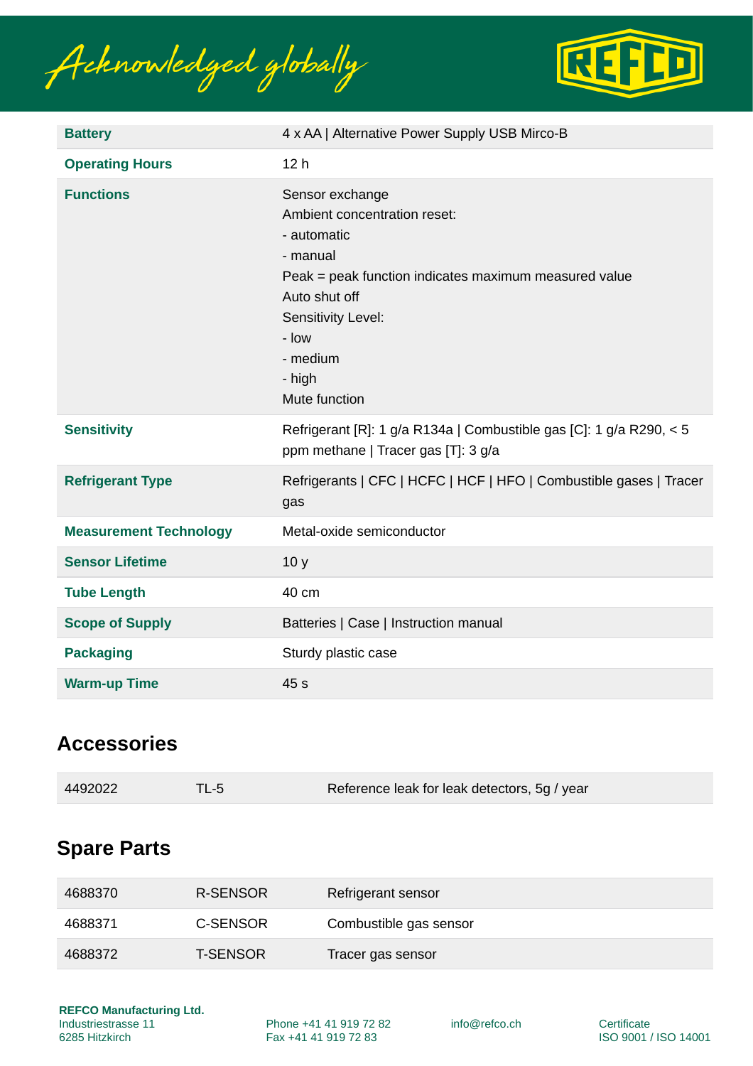| | |
|---|---|
| **Battery** | 4 x AA \| Alternative Power Supply USB Mirco-B |
| **Operating Hours** | 12 h |
| **Functions** | Sensor exchange<br>Ambient concentration reset:<br>- automatic<br>- manual<br>Peak = peak function indicates maximum measured value<br>Auto shut off<br>Sensitivity Level:<br>- low<br>- medium<br>- high<br>Mute function |
| **Sensitivity** | Refrigerant [R]: 1 g/a R134a \| Combustible gas [C]: 1 g/a R290, < 5 ppm methane \| Tracer gas [T]: 3 g/a |
| **Refrigerant Type** | Refrigerants \| CFC \| HCFC \| HCF \| HFO \| Combustible gases \| Tracer gas |
| **Measurement Technology** | Metal-oxide semiconductor |
| **Sensor Lifetime** | 10 y |
| **Tube Length** | 40 cm |
| **Scope of Supply** | Batteries \| Case \| Instruction manual |
| **Packaging** | Sturdy plastic case |
| **Warm-up Time** | 45 s |

## Accessories

| | | |
|---|---|---|
| 4492022 | TL-5 | Reference leak for leak detectors, 5g / year |

## Spare Parts

| | | |
|---|---|---|
| 4688370 | R-SENSOR | Refrigerant sensor |
| 4688371 | C-SENSOR | Combustible gas sensor |
| 4688372 | T-SENSOR | Tracer gas sensor |

**REFCO Manufacturing Ltd.**
Industriestrasse 11
6285 Hitzkirch

Phone +41 41 919 72 82
Fax +41 41 919 72 83

info@refco.ch

Certificate
ISO 9001 / ISO 14001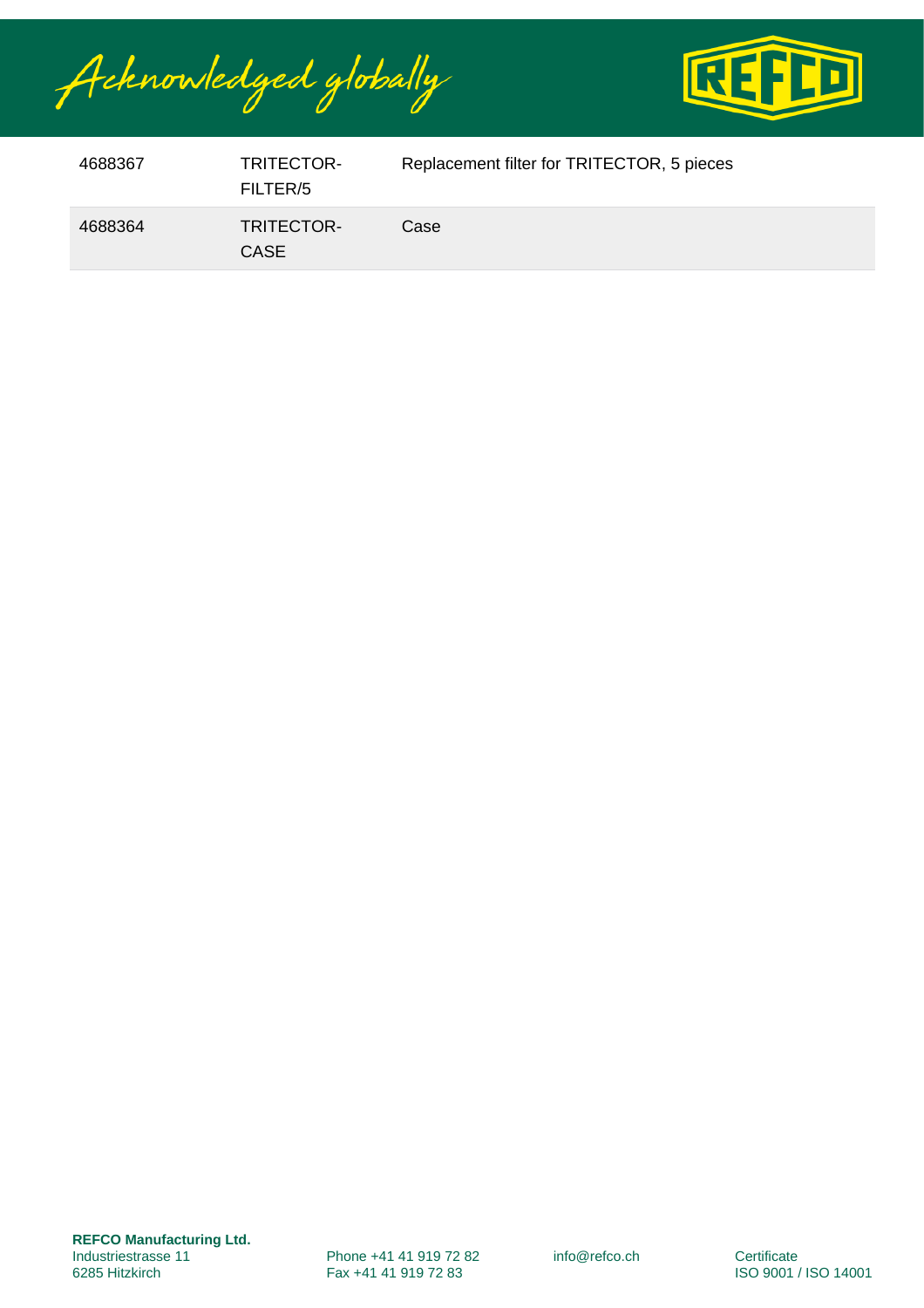| | | |
|---|---|---|
| 4688367 | TRITECTOR-FILTER/5 | Replacement filter for TRITECTOR, 5 pieces |
| 4688364 | TRITECTOR-CASE | Case |

**REFCO Manufacturing Ltd.**
Industriestrasse 11
6285 Hitzkirch

Phone +41 41 919 72 82
Fax +41 41 919 72 83

info@refco.ch

Certificate
ISO 9001 / ISO 14001